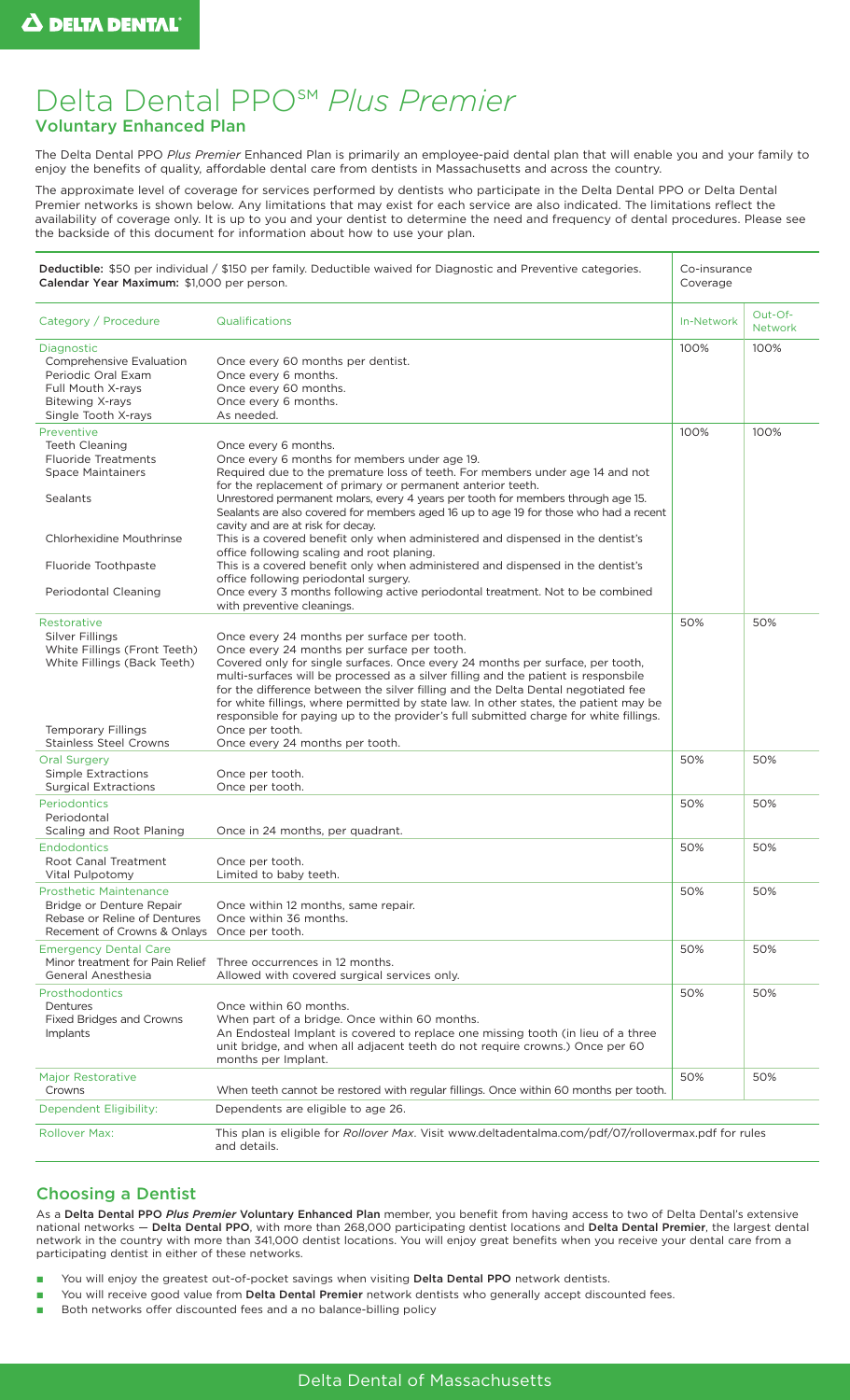# Delta Dental PPO℠ *Plus Premier*

## Voluntary Enhanced Plan

The Delta Dental PPO *Plus Premier* Enhanced Plan is primarily an employee-paid dental plan that will enable you and your family to enjoy the benefits of quality, affordable dental care from dentists in Massachusetts and across the country.

The approximate level of coverage for services performed by dentists who participate in the Delta Dental PPO or Delta Dental Premier networks is shown below. Any limitations that may exist for each service are also indicated. The limitations reflect the availability of coverage only. It is up to you and your dentist to determine the need and frequency of dental procedures. Please see the backside of this document for information about how to use your plan.

| **Deductible:** $50 per individual / $150 per family. Deductible waived for Diagnostic and Preventive categories. **Calendar Year Maximum:** $1,000 per person. | | Co-insurance Coverage | |
|---|---|---|---|
| Category / Procedure | Qualifications | In-Network | Out-Of-Network |
| **Diagnostic** | | 100% | 100% |
| Comprehensive Evaluation | Once every 60 months per dentist. | | |
| Periodic Oral Exam | Once every 6 months. | | |
| Full Mouth X-rays | Once every 60 months. | | |
| Bitewing X-rays | Once every 6 months. | | |
| Single Tooth X-rays | As needed. | | |
| **Preventive** | | 100% | 100% |
| Teeth Cleaning | Once every 6 months. | | |
| Fluoride Treatments | Once every 6 months for members under age 19. | | |
| Space Maintainers | Required due to the premature loss of teeth. For members under age 14 and not for the replacement of primary or permanent anterior teeth. | | |
| Sealants | Unrestored permanent molars, every 4 years per tooth for members through age 15. Sealants are also covered for members aged 16 up to age 19 for those who had a recent cavity and are at risk for decay. | | |
| Chlorhexidine Mouthrinse | This is a covered benefit only when administered and dispensed in the dentist's office following scaling and root planing. | | |
| Fluoride Toothpaste | This is a covered benefit only when administered and dispensed in the dentist's office following periodontal surgery. | | |
| Periodontal Cleaning | Once every 3 months following active periodontal treatment. Not to be combined with preventive cleanings. | | |
| **Restorative** | | 50% | 50% |
| Silver Fillings | Once every 24 months per surface per tooth. | | |
| White Fillings (Front Teeth) | Once every 24 months per surface per tooth. | | |
| White Fillings (Back Teeth) | Covered only for single surfaces. Once every 24 months per surface, per tooth, multi-surfaces will be processed as a silver filling and the patient is responsbile for the difference between the silver filling and the Delta Dental negotiated fee for white fillings, where permitted by state law. In other states, the patient may be responsible for paying up to the provider's full submitted charge for white fillings. | | |
| Temporary Fillings | Once per tooth. | | |
| Stainless Steel Crowns | Once every 24 months per tooth. | | |
| **Oral Surgery** | | 50% | 50% |
| Simple Extractions | Once per tooth. | | |
| Surgical Extractions | Once per tooth. | | |
| **Periodontics** | | 50% | 50% |
| Periodontal Scaling and Root Planing | Once in 24 months, per quadrant. | | |
| **Endodontics** | | 50% | 50% |
| Root Canal Treatment | Once per tooth. | | |
| Vital Pulpotomy | Limited to baby teeth. | | |
| **Prosthetic Maintenance** | | 50% | 50% |
| Bridge or Denture Repair | Once within 12 months, same repair. | | |
| Rebase or Reline of Dentures | Once within 36 months. | | |
| Recement of Crowns & Onlays | Once per tooth. | | |
| **Emergency Dental Care** | | 50% | 50% |
| Minor treatment for Pain Relief | Three occurrences in 12 months. | | |
| General Anesthesia | Allowed with covered surgical services only. | | |
| **Prosthodontics** | | 50% | 50% |
| Dentures | Once within 60 months. | | |
| Fixed Bridges and Crowns | When part of a bridge. Once within 60 months. | | |
| Implants | An Endosteal Implant is covered to replace one missing tooth (in lieu of a three unit bridge, and when all adjacent teeth do not require crowns.) Once per 60 months per Implant. | | |
| **Major Restorative** | | 50% | 50% |
| Crowns | When teeth cannot be restored with regular fillings. Once within 60 months per tooth. | | |
| **Dependent Eligibility:** | Dependents are eligible to age 26. | | |
| **Rollover Max:** | This plan is eligible for *Rollover Max*. Visit www.deltadentalma.com/pdf/07/rollovermax.pdf for rules and details. | | |

## Choosing a Dentist

As a **Delta Dental PPO *Plus Premier* Voluntary Enhanced Plan** member, you benefit from having access to two of Delta Dental's extensive national networks — **Delta Dental PPO**, with more than 268,000 participating dentist locations and **Delta Dental Premier**, the largest dental network in the country with more than 341,000 dentist locations. You will enjoy great benefits when you receive your dental care from a participating dentist in either of these networks.

- You will enjoy the greatest out-of-pocket savings when visiting **Delta Dental PPO** network dentists.
- You will receive good value from **Delta Dental Premier** network dentists who generally accept discounted fees.
- Both networks offer discounted fees and a no balance-billing policy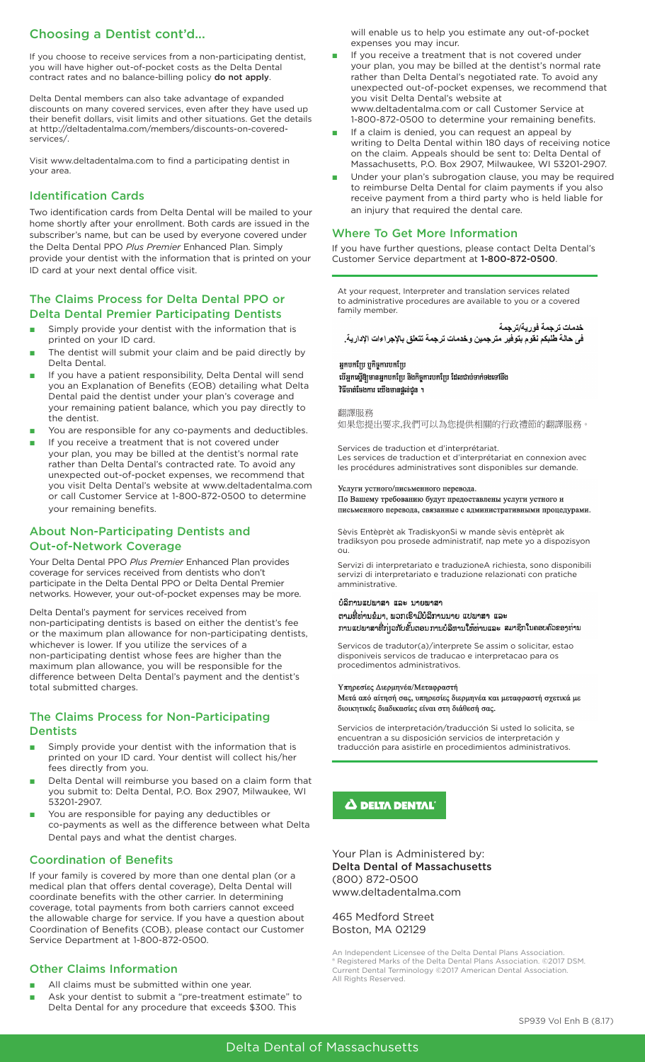## Choosing a Dentist cont'd...

If you choose to receive services from a non-participating dentist, you will have higher out-of-pocket costs as the Delta Dental contract rates and no balance-billing policy **do not apply**.

Delta Dental members can also take advantage of expanded discounts on many covered services, even after they have used up their benefit dollars, visit limits and other situations. Get the details at http://deltadentalma.com/members/discounts-on-covered-services/.

Visit www.deltadentalma.com to find a participating dentist in your area.

## Identification Cards

Two identification cards from Delta Dental will be mailed to your home shortly after your enrollment. Both cards are issued in the subscriber's name, but can be used by everyone covered under the Delta Dental PPO *Plus Premier* Enhanced Plan. Simply provide your dentist with the information that is printed on your ID card at your next dental office visit.

## The Claims Process for Delta Dental PPO or Delta Dental Premier Participating Dentists

- Simply provide your dentist with the information that is printed on your ID card.
- The dentist will submit your claim and be paid directly by Delta Dental.
- If you have a patient responsibility, Delta Dental will send you an Explanation of Benefits (EOB) detailing what Delta Dental paid the dentist under your plan's coverage and your remaining patient balance, which you pay directly to the dentist.
- You are responsible for any co-payments and deductibles.
- If you receive a treatment that is not covered under your plan, you may be billed at the dentist's normal rate rather than Delta Dental's contracted rate. To avoid any unexpected out-of-pocket expenses, we recommend that you visit Delta Dental's website at www.deltadentalma.com or call Customer Service at 1-800-872-0500 to determine your remaining benefits.

## About Non-Participating Dentists and Out-of-Network Coverage

Your Delta Dental PPO *Plus Premier* Enhanced Plan provides coverage for services received from dentists who don't participate in the Delta Dental PPO or Delta Dental Premier networks. However, your out-of-pocket expenses may be more.

Delta Dental's payment for services received from non-participating dentists is based on either the dentist's fee or the maximum plan allowance for non-participating dentists, whichever is lower. If you utilize the services of a non-participating dentist whose fees are higher than the maximum plan allowance, you will be responsible for the difference between Delta Dental's payment and the dentist's total submitted charges.

## The Claims Process for Non-Participating Dentists

- Simply provide your dentist with the information that is printed on your ID card. Your dentist will collect his/her fees directly from you.
- Delta Dental will reimburse you based on a claim form that you submit to: Delta Dental, P.O. Box 2907, Milwaukee, WI 53201-2907.
- You are responsible for paying any deductibles or co-payments as well as the difference between what Delta Dental pays and what the dentist charges.

## Coordination of Benefits

If your family is covered by more than one dental plan (or a medical plan that offers dental coverage), Delta Dental will coordinate benefits with the other carrier. In determining coverage, total payments from both carriers cannot exceed the allowable charge for service. If you have a question about Coordination of Benefits (COB), please contact our Customer Service Department at 1-800-872-0500.

## Other Claims Information

- All claims must be submitted within one year.
- Ask your dentist to submit a "pre-treatment estimate" to Delta Dental for any procedure that exceeds $300. This will enable us to help you estimate any out-of-pocket expenses you may incur.
- If you receive a treatment that is not covered under your plan, you may be billed at the dentist's normal rate rather than Delta Dental's negotiated rate. To avoid any unexpected out-of-pocket expenses, we recommend that you visit Delta Dental's website at www.deltadentalma.com or call Customer Service at 1-800-872-0500 to determine your remaining benefits.
- If a claim is denied, you can request an appeal by writing to Delta Dental within 180 days of receiving notice on the claim. Appeals should be sent to: Delta Dental of Massachusetts, P.O. Box 2907, Milwaukee, WI 53201-2907.
- Under your plan's subrogation clause, you may be required to reimburse Delta Dental for claim payments if you also receive payment from a third party who is held liable for an injury that required the dental care.

## Where To Get More Information

If you have further questions, please contact Delta Dental's Customer Service department at **1-800-872-0500**.

At your request, Interpreter and translation services related to administrative procedures are available to you or a covered family member.

**خدمات ترجمة فورية/ترجمة**
**في حالة طلبكم نقوم بتوفير مترجمين وخدمات ترجمة تتعلق بالإجراءات الإدارية.**

**អ្នកបកប្រែ ឬកិច្ចការបកប្រែ**
**បើអ្នកស្នើសុំមានអ្នកបកប្រែ និងកិច្ចការបកប្រែ ដែលជាប់ទាក់ទងទៅនឹង វិធីចាត់ចែងការ យើងមានផ្តល់ជូន ។**

翻譯服務
如果您提出要求,我們可以為您提供相關的行政禮節的翻譯服務。

Services de traduction et d'interprétariat.
Les services de traduction et d'interprétariat en connexion avec les procédures administratives sont disponibles sur demande.

**Услуги устного/письменного перевода.**
**По Вашему требованию будут предоставлены услуги устного и письменного перевода, связанные с административными процедурами.**

Sèvis Entèprèt ak TradiskyonSi w mande sèvis entèprèt ak tradiksyon pou prosede administratif, nap mete yo a dispozisyon ou.

Servizi di interpretariato e traduzioneA richiesta, sono disponibili servizi di interpretariato e traduzione relazionati con pratiche amministrative.

**ບໍລິການແປພາສາ ແລະ ນາຍພາສາ**
**ຕາມທີ່ທ່ານຂໍມາ, ພວກເຮົາມີບໍລິການນາຍ ແປພາສາ ແລະ ການແປພາສາທີ່ກ່ຽວກັບຂັ້ນຕອນການບໍລິຫານໃຫ້ທ່ານແລະ ສະມາຊິກໃນຄອບຄົວຂອງທ່ານ**

Servicos de tradutor(a)/interprete Se assim o solicitar, estao disponiveis servicos de traducao e interpretacao para os procedimentos administrativos.

**Υπηρεσίες Διερμηνέα/Μεταφραστή**
**Μετά από αίτησή σας, υπηρεσίες διερμηνέα και μεταφραστή σχετικά με διοικητικές διαδικασίες είναι στη διάθεσή σας.**

Servicios de interpretación/traducción Si usted lo solicita, se encuentran a su disposición servicios de interpretación y traducción para asistirle en procedimientos administrativos.

**DELTA DENTAL®**

Your Plan is Administered by:
**Delta Dental of Massachusetts**
(800) 872-0500
www.deltadentalma.com

465 Medford Street
Boston, MA 02129

An Independent Licensee of the Delta Dental Plans Association.
® Registered Marks of the Delta Dental Plans Association. ©2017 DSM.
Current Dental Terminology ©2017 American Dental Association.
All Rights Reserved.

SP939 Vol Enh B (8.17)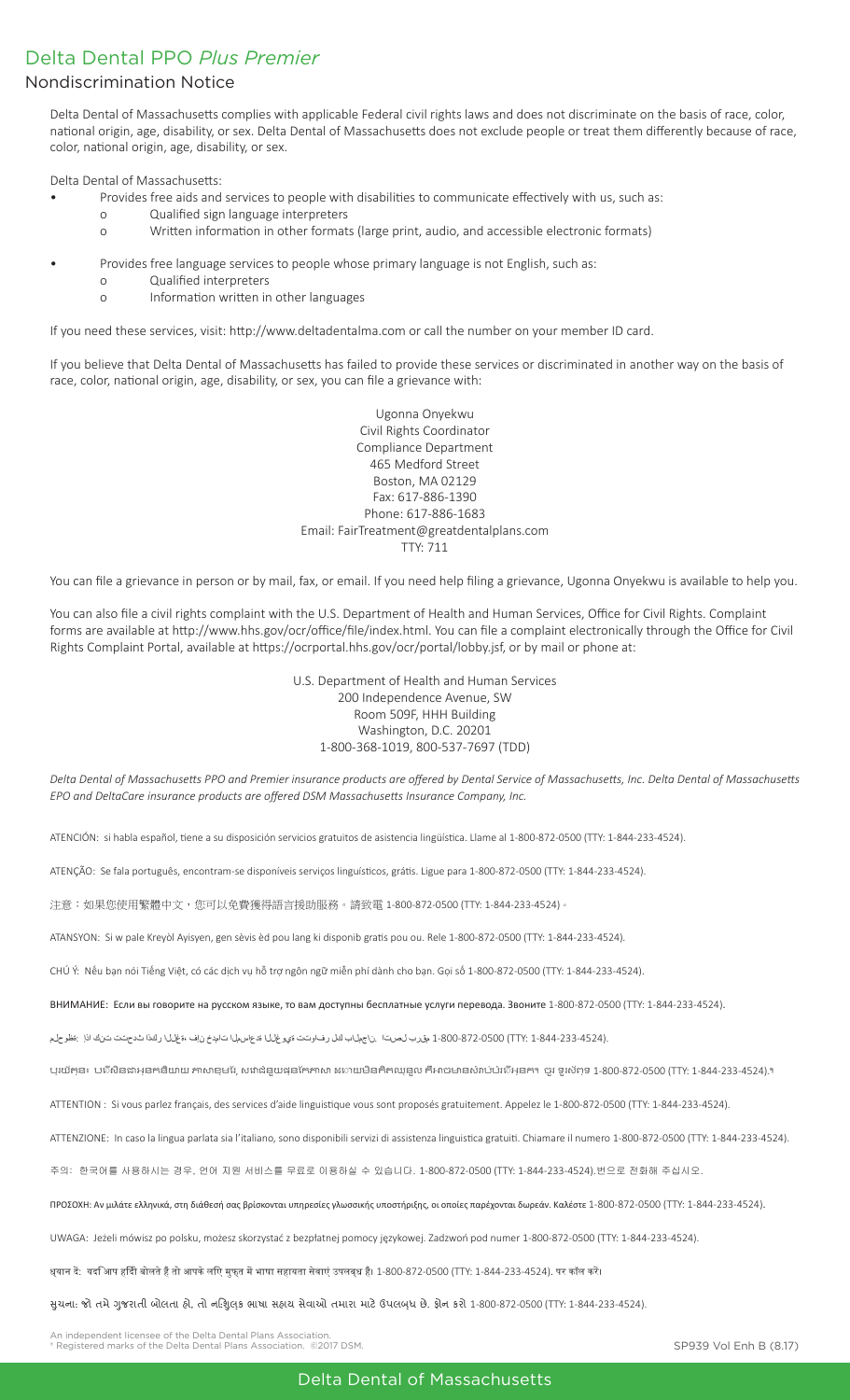# Delta Dental PPO *Plus Premier*

## Nondiscrimination Notice

Delta Dental of Massachusetts complies with applicable Federal civil rights laws and does not discriminate on the basis of race, color, national origin, age, disability, or sex. Delta Dental of Massachusetts does not exclude people or treat them differently because of race, color, national origin, age, disability, or sex.

Delta Dental of Massachusetts:

- Provides free aids and services to people with disabilities to communicate effectively with us, such as:
  - Qualified sign language interpreters
  - Written information in other formats (large print, audio, and accessible electronic formats)
- Provides free language services to people whose primary language is not English, such as:
  - Qualified interpreters
  - Information written in other languages

If you need these services, visit: http://www.deltadentalma.com or call the number on your member ID card.

If you believe that Delta Dental of Massachusetts has failed to provide these services or discriminated in another way on the basis of race, color, national origin, age, disability, or sex, you can file a grievance with:

Ugonna Onyekwu
Civil Rights Coordinator
Compliance Department
465 Medford Street
Boston, MA 02129
Fax: 617-886-1390
Phone: 617-886-1683
Email: FairTreatment@greatdentalplans.com
TTY: 711

You can file a grievance in person or by mail, fax, or email. If you need help filing a grievance, Ugonna Onyekwu is available to help you.

You can also file a civil rights complaint with the U.S. Department of Health and Human Services, Office for Civil Rights. Complaint forms are available at http://www.hhs.gov/ocr/office/file/index.html. You can file a complaint electronically through the Office for Civil Rights Complaint Portal, available at https://ocrportal.hhs.gov/ocr/portal/lobby.jsf, or by mail or phone at:

U.S. Department of Health and Human Services
200 Independence Avenue, SW
Room 509F, HHH Building
Washington, D.C. 20201
1-800-368-1019, 800-537-7697 (TDD)

*Delta Dental of Massachusetts PPO and Premier insurance products are offered by Dental Service of Massachusetts, Inc. Delta Dental of Massachusetts EPO and DeltaCare insurance products are offered DSM Massachusetts Insurance Company, Inc.*

ATENCIÓN: si habla español, tiene a su disposición servicios gratuitos de asistencia lingüística. Llame al 1-800-872-0500 (TTY: 1-844-233-4524).

ATENÇÃO: Se fala português, encontram-se disponíveis serviços linguísticos, grátis. Ligue para 1-800-872-0500 (TTY: 1-844-233-4524).

注意：如果您使用繁體中文，您可以免費獲得語言援助服務。請致電 1-800-872-0500 (TTY: 1-844-233-4524)。

ATANSYON: Si w pale Kreyòl Ayisyen, gen sèvis èd pou lang ki disponib gratis pou ou. Rele 1-800-872-0500 (TTY: 1-844-233-4524).

CHÚ Ý: Nếu bạn nói Tiếng Việt, có các dịch vụ hỗ trợ ngôn ngữ miễn phí dành cho bạn. Gọi số 1-800-872-0500 (TTY: 1-844-233-4524).

ВНИМАНИЕ: Если вы говорите на русском языке, то вам доступны бесплатные услуги перевода. Звоните 1-800-872-0500 (TTY: 1-844-233-4524).

ملحوظة: إذا كنت تتحدث اذكر اللغة، فإن خدمات المساعدة اللغوية تتوافر لك بالمجان. اتصل برقم 1-800-872-0500 (TTY: 1-844-233-4524).

ប្រយ័ត្ន៖ បើសិនជាអ្នកនិយាយ ភាសាខ្មែរ, សេវាជំនួយផ្នែកភាសា ដោយមិនគិតឈ្នួល គឺអាចមានសំរាប់បំរើអ្នក។ ចូរ ទូរស័ព្ទ 1-800-872-0500 (TTY: 1-844-233-4524)។

ATTENTION : Si vous parlez français, des services d'aide linguistique vous sont proposés gratuitement. Appelez le 1-800-872-0500 (TTY: 1-844-233-4524).

ATTENZIONE: In caso la lingua parlata sia l'italiano, sono disponibili servizi di assistenza linguistica gratuiti. Chiamare il numero 1-800-872-0500 (TTY: 1-844-233-4524).

주의: 한국어를 사용하시는 경우, 언어 지원 서비스를 무료로 이용하실 수 있습니다. 1-800-872-0500 (TTY: 1-844-233-4524).번으로 전화해 주십시오.

ΠΡΟΣΟΧΗ: Αν μιλάτε ελληνικά, στη διάθεσή σας βρίσκονται υπηρεσίες γλωσσικής υποστήριξης, οι οποίες παρέχονται δωρεάν. Καλέστε 1-800-872-0500 (TTY: 1-844-233-4524).

UWAGA: Jeżeli mówisz po polsku, możesz skorzystać z bezpłatnej pomocy językowej. Zadzwoń pod numer 1-800-872-0500 (TTY: 1-844-233-4524).

ध्यान दें: यदि आप हिंदी बोलते हैं तो आपके लिए मुफ्त में भाषा सहायता सेवाएं उपलब्ध हैं। 1-800-872-0500 (TTY: 1-844-233-4524). पर कॉल करें।

સુચના: જો તમે ગુજરાતી બોલતા હો, તો નિ:શુલ્ક ભાષા સહાય સેવાઓ તમારા માટે ઉપલબ્ધ છે. ફોન કરો 1-800-872-0500 (TTY: 1-844-233-4524).

An independent licensee of the Delta Dental Plans Association.
® Registered marks of the Delta Dental Plans Association. ©2017 DSM.

SP939 Vol Enh B (8.17)

Delta Dental of Massachusetts